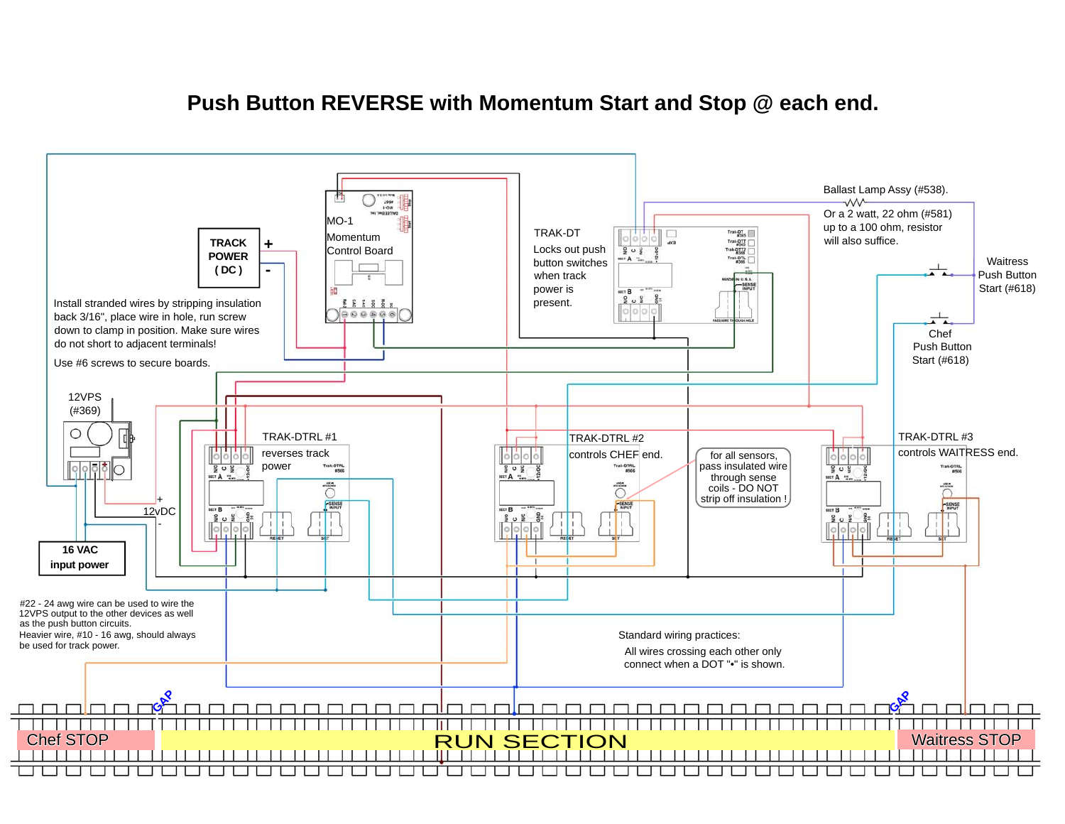# Push Button REVERSE with Momentum Start and Stop @ each end.

**TRACK POWER ( DC )** + -

MO-1
Momentum
Control Board

TRAK-DT
Locks out push button switches when track power is present.

Ballast Lamp Assy (#538).

Or a 2 watt, 22 ohm (#581) up to a 100 ohm, resistor will also suffice.

Waitress Push Button Start (#618)

Chef Push Button Start (#618)

Install stranded wires by stripping insulation back 3/16", place wire in hole, run screw down to clamp in position. Make sure wires do not short to adjacent terminals!

Use #6 screws to secure boards.

12VPS (#369)

+ 12vDC -

**16 VAC input power**

TRAK-DTRL #1
reverses track power

TRAK-DTRL #2
controls CHEF end.

for all sensors, pass insulated wire through sense coils - DO NOT strip off insulation !

TRAK-DTRL #3
controls WAITRESS end.

#22 - 24 awg wire can be used to wire the 12VPS output to the other devices as well as the push button circuits.
Heavier wire, #10 - 16 awg, should always be used for track power.

Standard wiring practices:

All wires crossing each other only connect when a DOT "•" is shown.

GAP

GAP

Chef STOP

RUN SECTION

Waitress STOP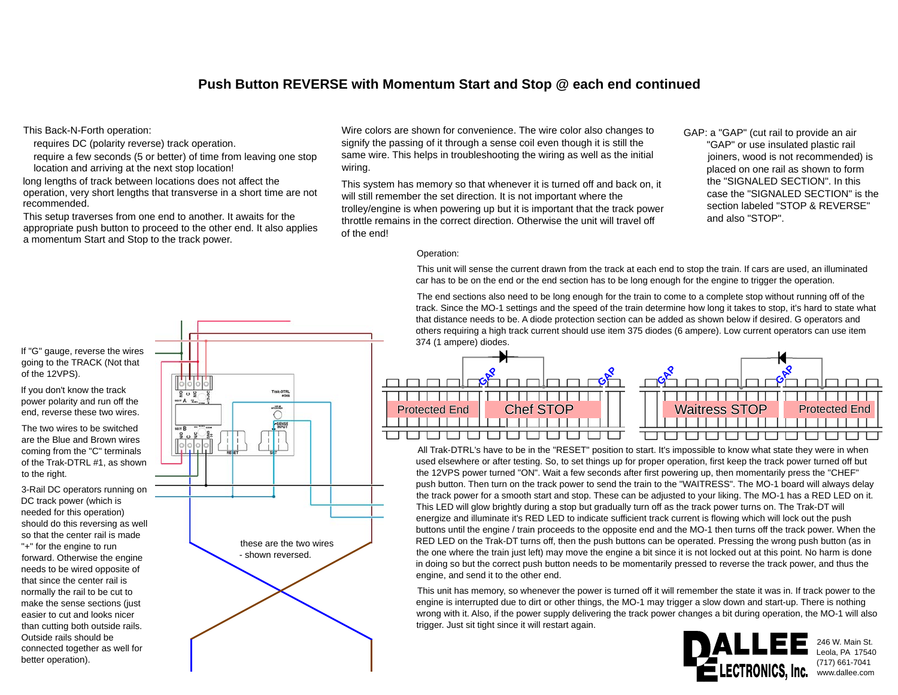# Push Button REVERSE with Momentum Start and Stop @ each end continued

This Back-N-Forth operation:

requires DC (polarity reverse) track operation.

require a few seconds (5 or better) of time from leaving one stop location and arriving at the next stop location!

long lengths of track between locations does not affect the operation, very short lengths that transverse in a short time are not recommended.

This setup traverses from one end to another. It awaits for the appropriate push button to proceed to the other end. It also applies a momentum Start and Stop to the track power.

Wire colors are shown for convenience. The wire color also changes to signify the passing of it through a sense coil even though it is still the same wire. This helps in troubleshooting the wiring as well as the initial wiring.

This system has memory so that whenever it is turned off and back on, it will still remember the set direction. It is not important where the trolley/engine is when powering up but it is important that the track power throttle remains in the correct direction. Otherwise the unit will travel off of the end!

GAP: a "GAP" (cut rail to provide an air "GAP" or use insulated plastic rail joiners, wood is not recommended) is placed on one rail as shown to form the "SIGNALED SECTION". In this case the "SIGNALED SECTION" is the section labeled "STOP & REVERSE" and also "STOP".

Operation:

This unit will sense the current drawn from the track at each end to stop the train. If cars are used, an illuminated car has to be on the end or the end section has to be long enough for the engine to trigger the operation.

The end sections also need to be long enough for the train to come to a complete stop without running off of the track. Since the MO-1 settings and the speed of the train determine how long it takes to stop, it's hard to state what that distance needs to be. A diode protection section can be added as shown below if desired. G operators and others requiring a high track current should use item 375 diodes (6 ampere). Low current operators can use item 374 (1 ampere) diodes.

If "G" gauge, reverse the wires going to the TRACK (Not that of the 12VPS).

If you don't know the track power polarity and run off the end, reverse these two wires.

The two wires to be switched are the Blue and Brown wires coming from the "C" terminals of the Trak-DTRL #1, as shown to the right.

3-Rail DC operators running on DC track power (which is needed for this operation) should do this reversing as well so that the center rail is made "+" for the engine to run forward. Otherwise the engine needs to be wired opposite of that since the center rail is normally the rail to be cut to make the sense sections (just easier to cut and looks nicer than cutting both outside rails. Outside rails should be connected together as well for better operation).

Trak-DTRL #300

SECT A — NO C NC

SECT B — NO C NC GND 12V

RESET SET

SENSE INPUT

these are the two wires - shown reversed.

GAP GAP GAP GAP

Protected End

Chef STOP

Waitress STOP

Protected End

All Trak-DTRL's have to be in the "RESET" position to start. It's impossible to know what state they were in when used elsewhere or after testing. So, to set things up for proper operation, first keep the track power turned off but the 12VPS power turned "ON". Wait a few seconds after first powering up, then momentarily press the "CHEF" push button. Then turn on the track power to send the train to the "WAITRESS". The MO-1 board will always delay the track power for a smooth start and stop. These can be adjusted to your liking. The MO-1 has a RED LED on it. This LED will glow brightly during a stop but gradually turn off as the track power turns on. The Trak-DT will energize and illuminate it's RED LED to indicate sufficient track current is flowing which will lock out the push buttons until the engine / train proceeds to the opposite end and the MO-1 then turns off the track power. When the RED LED on the Trak-DT turns off, then the push buttons can be operated. Pressing the wrong push button (as in the one where the train just left) may move the engine a bit since it is not locked out at this point. No harm is done in doing so but the correct push button needs to be momentarily pressed to reverse the track power, and thus the engine, and send it to the other end.

This unit has memory, so whenever the power is turned off it will remember the state it was in. If track power to the engine is interrupted due to dirt or other things, the MO-1 may trigger a slow down and start-up. There is nothing wrong with it. Also, if the power supply delivering the track power changes a bit during operation, the MO-1 will also trigger. Just sit tight since it will restart again.

DALLEE ELECTRONICS, Inc.

246 W. Main St.
Leola, PA 17540
(717) 661-7041
www.dallee.com